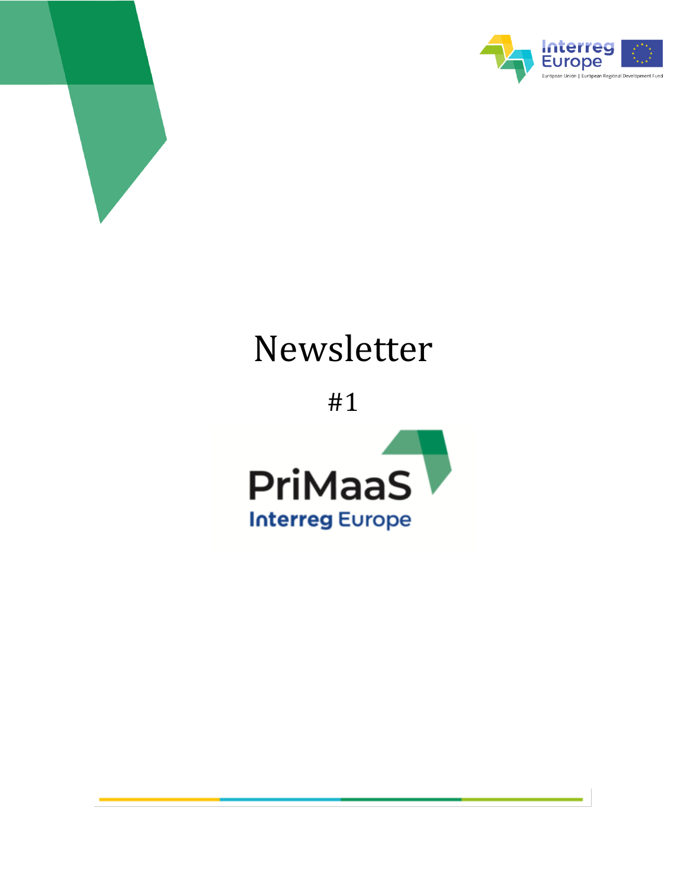# Newsletter

#1

PriMaaS

Interreg Europe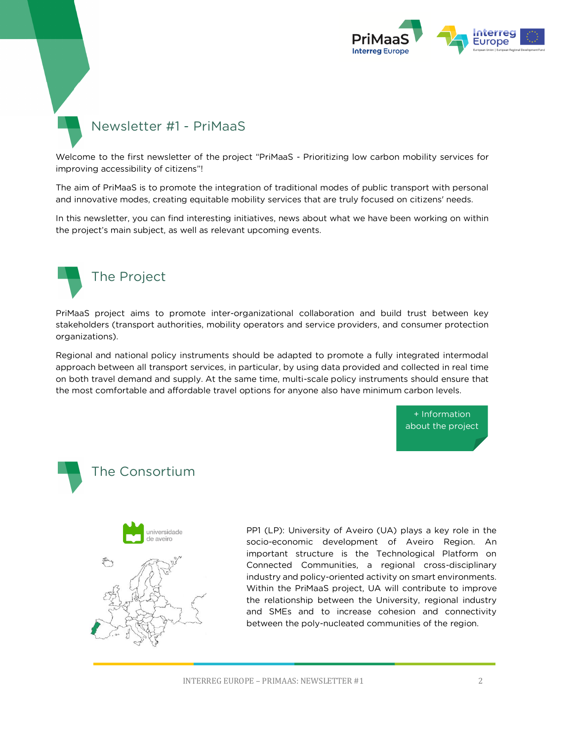# Newsletter #1 - PriMaaS

Welcome to the first newsletter of the project "PriMaaS - Prioritizing low carbon mobility services for improving accessibility of citizens"!

The aim of PriMaaS is to promote the integration of traditional modes of public transport with personal and innovative modes, creating equitable mobility services that are truly focused on citizens' needs.

In this newsletter, you can find interesting initiatives, news about what we have been working on within the project's main subject, as well as relevant upcoming events.

# The Project

PriMaas project aims to promote inter-organizational collaboration and build trust between key stakeholders (transport authorities, mobility operators and service providers, and consumer protection organizations).

Regional and national policy instruments should be adapted to promote a fully integrated intermodal approach between all transport services, in particular, by using data provided and collected in real time on both travel demand and supply. At the same time, multi-scale policy instruments should ensure that the most comfortable and affordable travel options for anyone also have minimum carbon levels.

+ Information about the project

# The Consortium

PP1 (LP): University of Aveiro (UA) plays a key role in the socio-economic development of Aveiro Region. An important structure is the Technological Platform on Connected Communities, a regional cross-disciplinary industry and policy-oriented activity on smart environments. Within the PriMaaS project, UA will contribute to improve the relationship between the University, regional industry and SMEs and to increase cohesion and connectivity between the poly-nucleated communities of the region.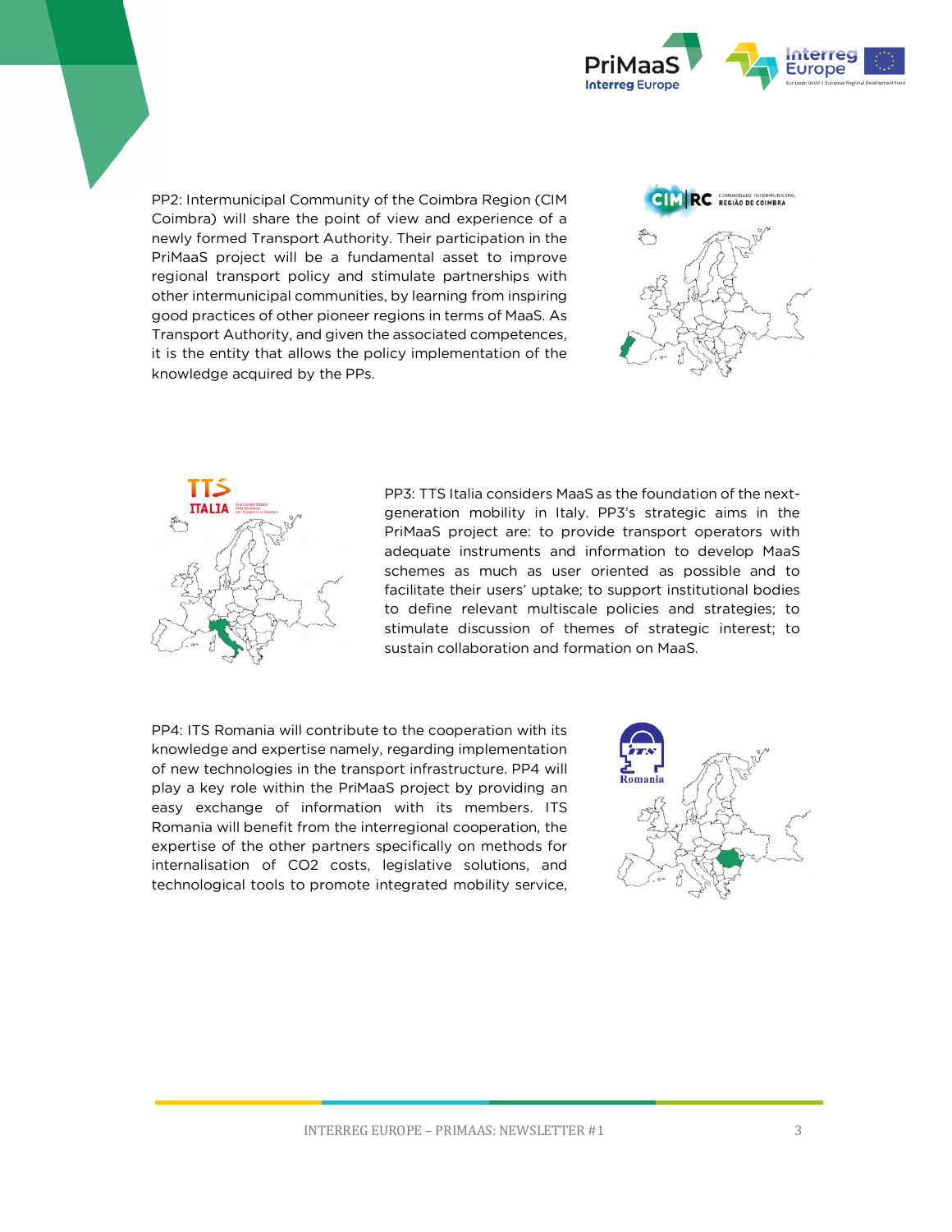PP2: Intermunicipal Community of the Coimbra Region (CIM Coimbra) will share the point of view and experience of a newly formed Transport Authority. Their participation in the PriMaaS project will be a fundamental asset to improve regional transport policy and stimulate partnerships with other intermunicipal communities, by learning from inspiring good practices of other pioneer regions in terms of MaaS. As Transport Authority, and given the associated competences, it is the entity that allows the policy implementation of the knowledge acquired by the PPs.

PP3: TTS Italia considers MaaS as the foundation of the next-generation mobility in Italy. PP3's strategic aims in the PriMaaS project are: to provide transport operators with adequate instruments and information to develop MaaS schemes as much as user oriented as possible and to facilitate their users' uptake; to support institutional bodies to define relevant multiscale policies and strategies; to stimulate discussion of themes of strategic interest; to sustain collaboration and formation on MaaS.

PP4: ITS Romania will contribute to the cooperation with its knowledge and expertise namely, regarding implementation of new technologies in the transport infrastructure. PP4 will play a key role within the PriMaaS project by providing an easy exchange of information with its members. ITS Romania will benefit from the interregional cooperation, the expertise of the other partners specifically on methods for internalisation of $CO_2$ costs, legislative solutions, and technological tools to promote integrated mobility service,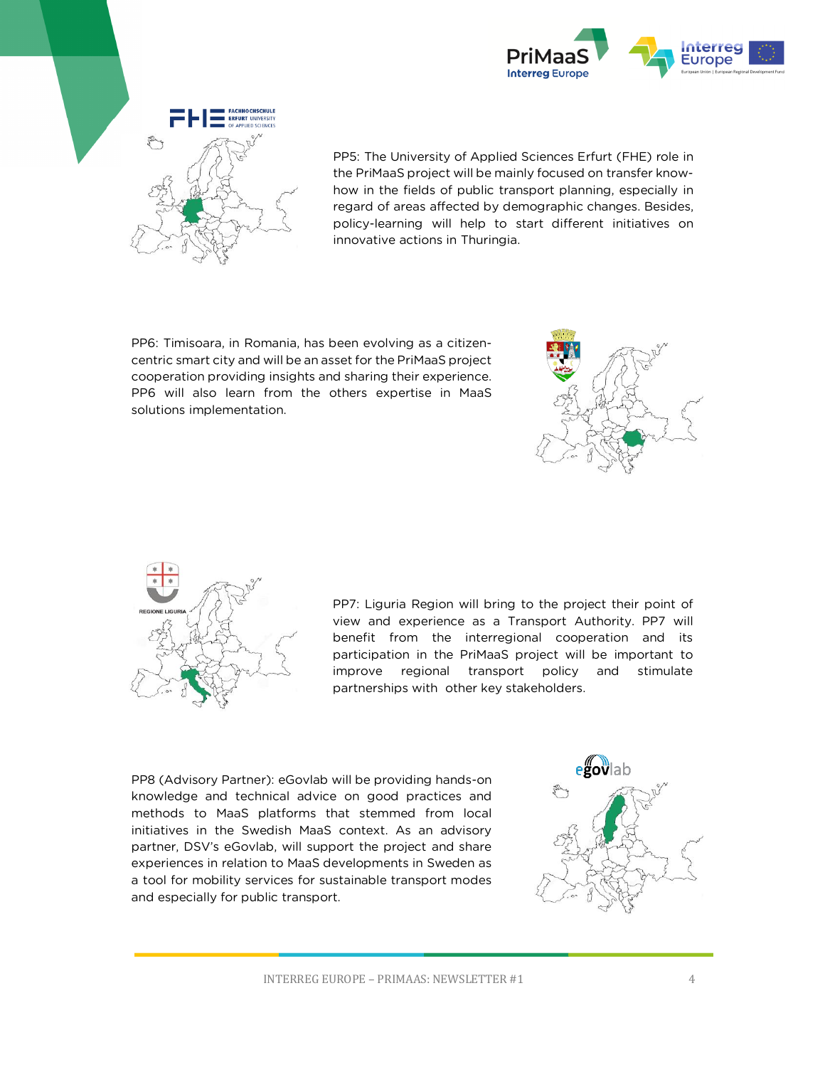PP5: The University of Applied Sciences Erfurt (FHE) role in the PriMaaS project will be mainly focused on transfer know-how in the fields of public transport planning, especially in regard of areas affected by demographic changes. Besides, policy-learning will help to start different initiatives on innovative actions in Thuringia.

PP6: Timisoara, in Romania, has been evolving as a citizen-centric smart city and will be an asset for the PriMaaS project cooperation providing insights and sharing their experience. PP6 will also learn from the others expertise in MaaS solutions implementation.

PP7: Liguria Region will bring to the project their point of view and experience as a Transport Authority. PP7 will benefit from the interregional cooperation and its participation in the PriMaaS project will be important to improve regional transport policy and stimulate partnerships with other key stakeholders.

PP8 (Advisory Partner): eGovlab will be providing hands-on knowledge and technical advice on good practices and methods to MaaS platforms that stemmed from local initiatives in the Swedish MaaS context. As an advisory partner, DSV's eGovlab, will support the project and share experiences in relation to MaaS developments in Sweden as a tool for mobility services for sustainable transport modes and especially for public transport.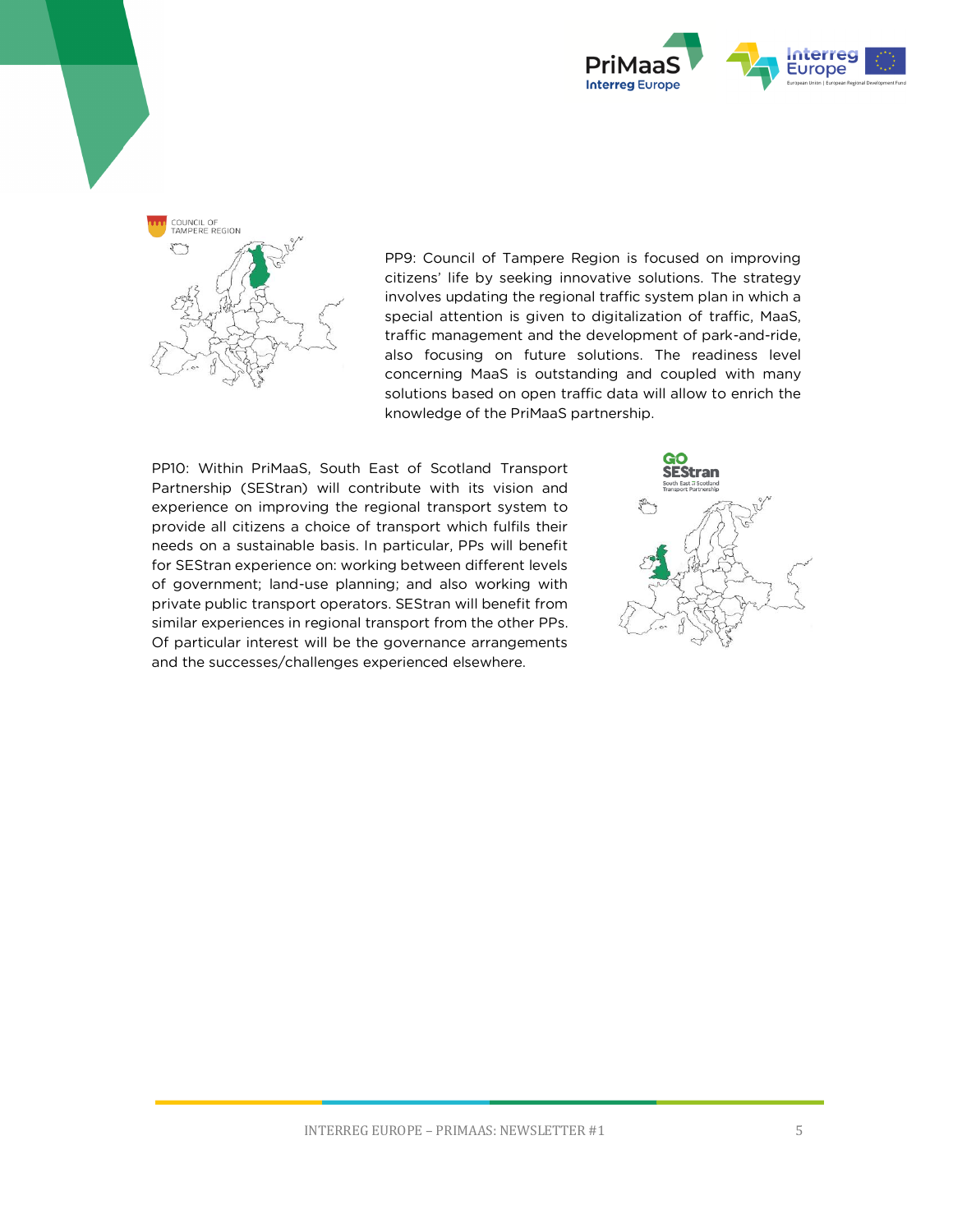PP9: Council of Tampere Region is focused on improving citizens' life by seeking innovative solutions. The strategy involves updating the regional traffic system plan in which a special attention is given to digitalization of traffic, MaaS, traffic management and the development of park-and-ride, also focusing on future solutions. The readiness level concerning MaaS is outstanding and coupled with many solutions based on open traffic data will allow to enrich the knowledge of the PriMaaS partnership.

PP10: Within PriMaaS, South East of Scotland Transport Partnership (SEStran) will contribute with its vision and experience on improving the regional transport system to provide all citizens a choice of transport which fulfils their needs on a sustainable basis. In particular, PPs will benefit for SEStran experience on: working between different levels of government; land-use planning; and also working with private public transport operators. SEStran will benefit from similar experiences in regional transport from the other PPs. Of particular interest will be the governance arrangements and the successes/challenges experienced elsewhere.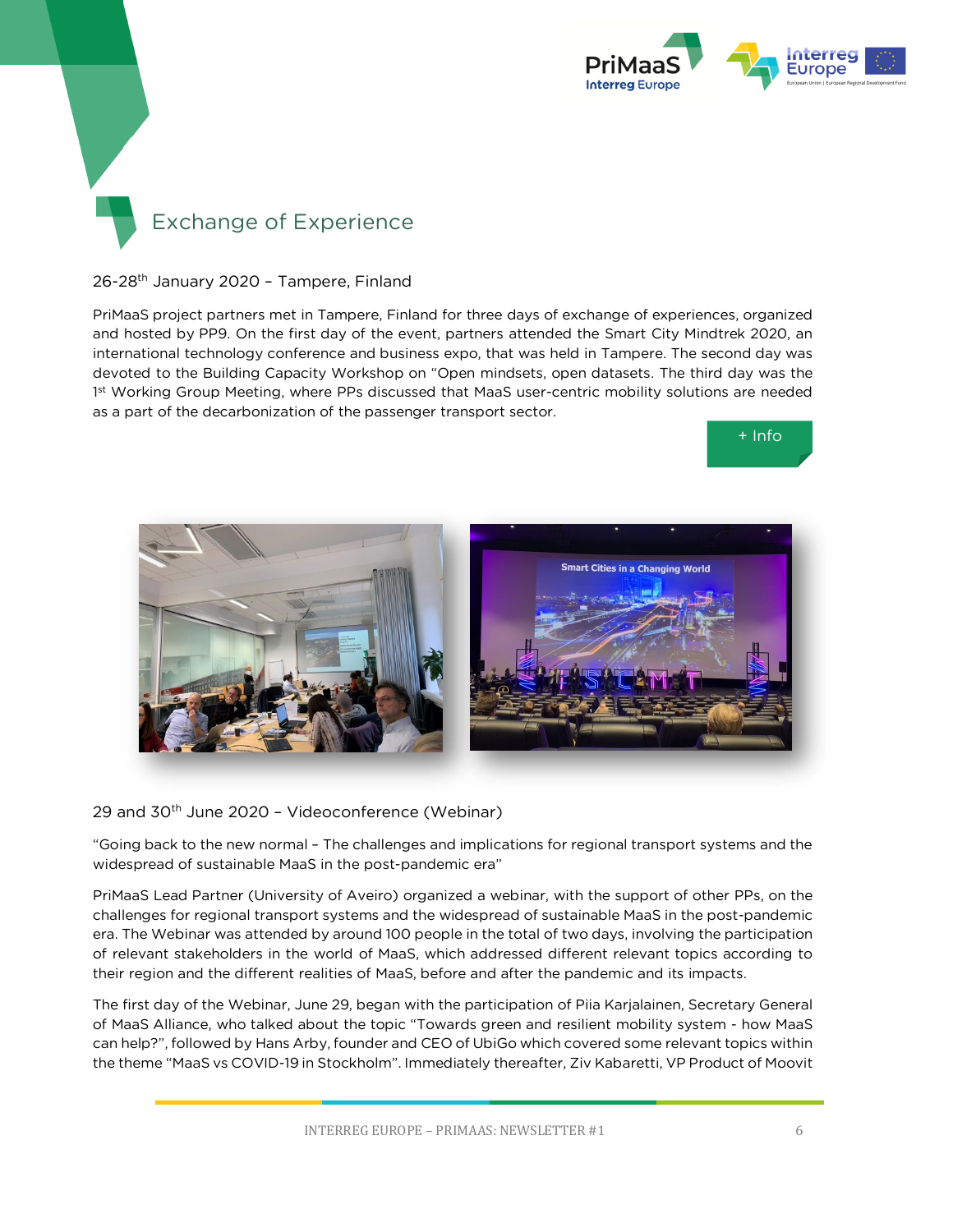## Exchange of Experience

26-28th January 2020 – Tampere, Finland

PriMaaS project partners met in Tampere, Finland for three days of exchange of experiences, organized and hosted by PP9. On the first day of the event, partners attended the Smart City Mindtrek 2020, an international technology conference and business expo, that was held in Tampere. The second day was devoted to the Building Capacity Workshop on "Open mindsets, open datasets. The third day was the 1st Working Group Meeting, where PPs discussed that MaaS user-centric mobility solutions are needed as a part of the decarbonization of the passenger transport sector.

+ Info

29 and 30th June 2020 – Videoconference (Webinar)

"Going back to the new normal – The challenges and implications for regional transport systems and the widespread of sustainable MaaS in the post-pandemic era"

PriMaaS Lead Partner (University of Aveiro) organized a webinar, with the support of other PPs, on the challenges for regional transport systems and the widespread of sustainable MaaS in the post-pandemic era. The Webinar was attended by around 100 people in the total of two days, involving the participation of relevant stakeholders in the world of MaaS, which addressed different relevant topics according to their region and the different realities of MaaS, before and after the pandemic and its impacts.

The first day of the Webinar, June 29, began with the participation of Piia Karjalainen, Secretary General of MaaS Alliance, who talked about the topic "Towards green and resilient mobility system - how MaaS can help?", followed by Hans Arby, founder and CEO of UbiGo which covered some relevant topics within the theme "MaaS vs COVID-19 in Stockholm". Immediately thereafter, Ziv Kabaretti, VP Product of Moovit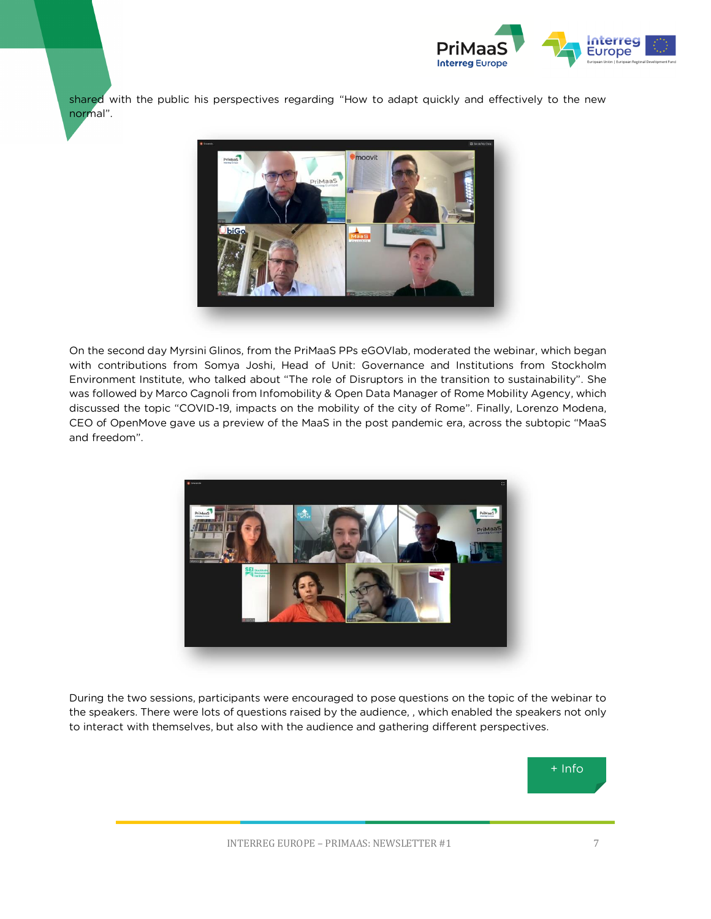shared with the public his perspectives regarding "How to adapt quickly and effectively to the new normal".

On the second day Myrsini Glinos, from the PriMaaS PPs eGOVlab, moderated the webinar, which began with contributions from Somya Joshi, Head of Unit: Governance and Institutions from Stockholm Environment Institute, who talked about "The role of Disruptors in the transition to sustainability". She was followed by Marco Cagnoli from Infomobility & Open Data Manager of Rome Mobility Agency, which discussed the topic "COVID-19, impacts on the mobility of the city of Rome". Finally, Lorenzo Modena, CEO of OpenMove gave us a preview of the MaaS in the post pandemic era, across the subtopic "MaaS and freedom".

During the two sessions, participants were encouraged to pose questions on the topic of the webinar to the speakers. There were lots of questions raised by the audience, , which enabled the speakers not only to interact with themselves, but also with the audience and gathering different perspectives.

+ Info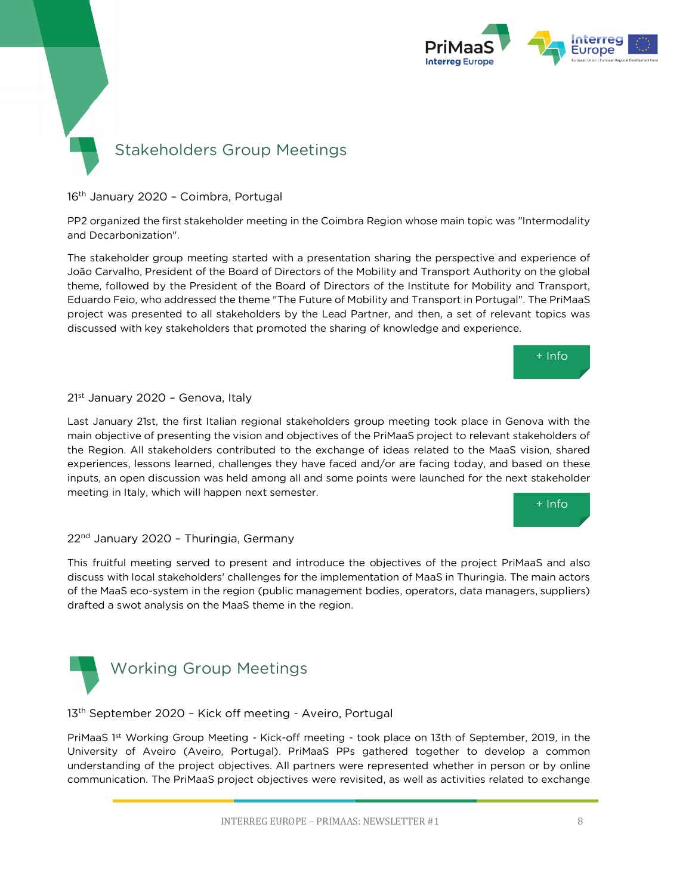## Stakeholders Group Meetings

16th January 2020 – Coimbra, Portugal

PP2 organized the first stakeholder meeting in the Coimbra Region whose main topic was "Intermodality and Decarbonization".

The stakeholder group meeting started with a presentation sharing the perspective and experience of João Carvalho, President of the Board of Directors of the Mobility and Transport Authority on the global theme, followed by the President of the Board of Directors of the Institute for Mobility and Transport, Eduardo Feio, who addressed the theme "The Future of Mobility and Transport in Portugal". The PriMaaS project was presented to all stakeholders by the Lead Partner, and then, a set of relevant topics was discussed with key stakeholders that promoted the sharing of knowledge and experience.

+ Info

21st January 2020 – Genova, Italy

Last January 21st, the first Italian regional stakeholders group meeting took place in Genova with the main objective of presenting the vision and objectives of the PriMaaS project to relevant stakeholders of the Region. All stakeholders contributed to the exchange of ideas related to the MaaS vision, shared experiences, lessons learned, challenges they have faced and/or are facing today, and based on these inputs, an open discussion was held among all and some points were launched for the next stakeholder meeting in Italy, which will happen next semester.

+ Info

22nd January 2020 – Thuringia, Germany

This fruitful meeting served to present and introduce the objectives of the project PriMaaS and also discuss with local stakeholders' challenges for the implementation of MaaS in Thuringia. The main actors of the MaaS eco-system in the region (public management bodies, operators, data managers, suppliers) drafted a swot analysis on the MaaS theme in the region.

## Working Group Meetings

13th September 2020 – Kick off meeting - Aveiro, Portugal

PriMaaS 1st Working Group Meeting - Kick-off meeting - took place on 13th of September, 2019, in the University of Aveiro (Aveiro, Portugal). PriMaaS PPs gathered together to develop a common understanding of the project objectives. All partners were represented whether in person or by online communication. The PriMaaS project objectives were revisited, as well as activities related to exchange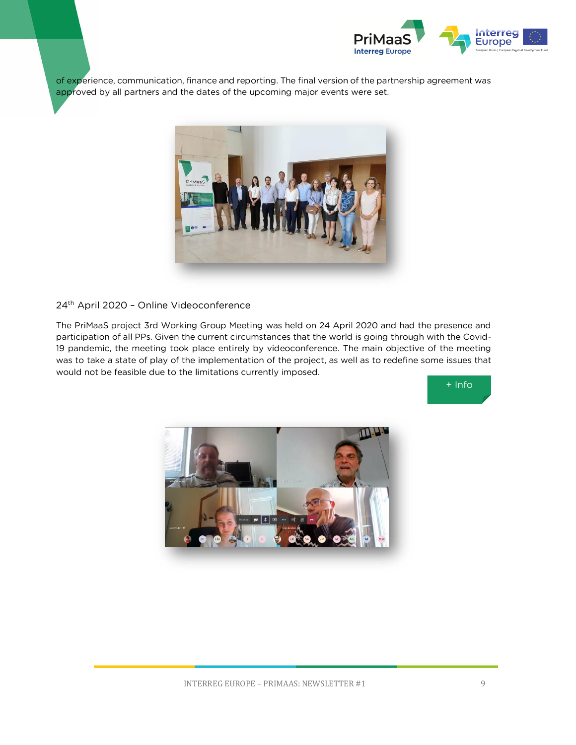of experience, communication, finance and reporting. The final version of the partnership agreement was approved by all partners and the dates of the upcoming major events were set.

24th April 2020 – Online Videoconference

The PriMaaS project 3rd Working Group Meeting was held on 24 April 2020 and had the presence and participation of all PPs. Given the current circumstances that the world is going through with the Covid-19 pandemic, the meeting took place entirely by videoconference. The main objective of the meeting was to take a state of play of the implementation of the project, as well as to redefine some issues that would not be feasible due to the limitations currently imposed.

+ Info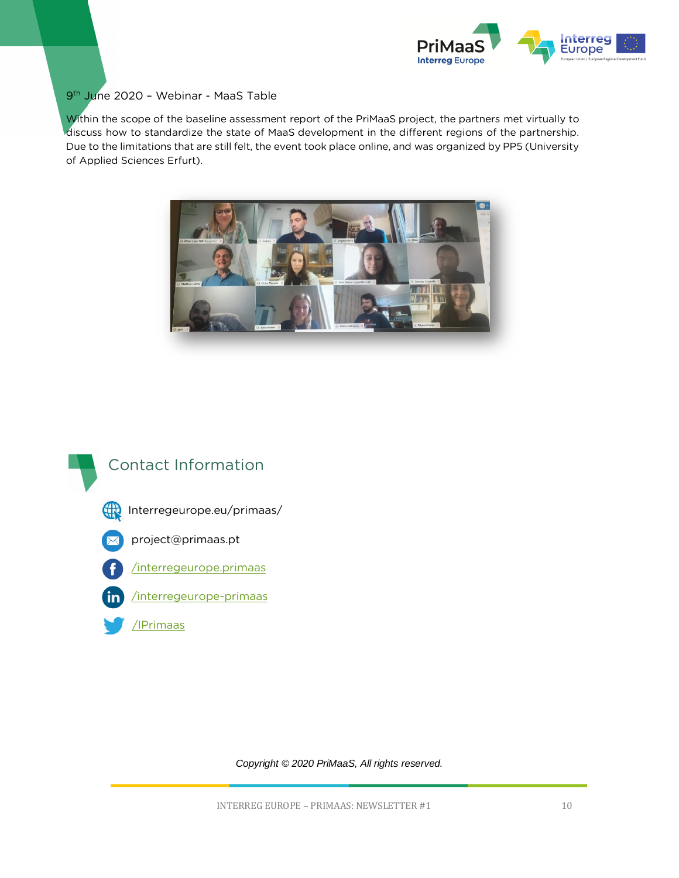9th June 2020 – Webinar - MaaS Table

Within the scope of the baseline assessment report of the PriMaaS project, the partners met virtually to discuss how to standardize the state of MaaS development in the different regions of the partnership. Due to the limitations that are still felt, the event took place online, and was organized by PP5 (University of Applied Sciences Erfurt).

## Contact Information

Interregeurope.eu/primaas/

project@primaas.pt

/interregeurope.primaas

/interregeurope-primaas

/IPrimaas

*Copyright © 2020 PriMaaS, All rights reserved.*